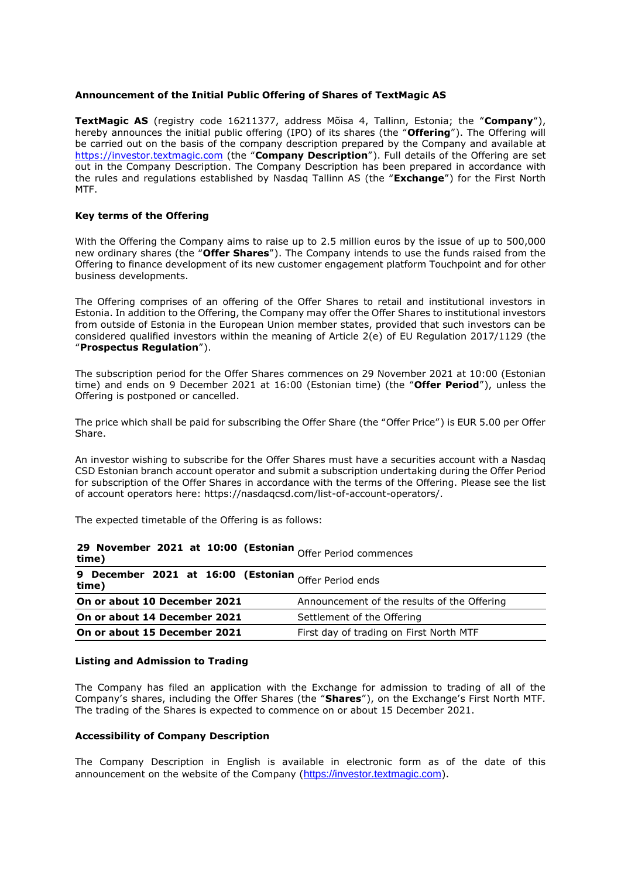## Announcement of the Initial Public Offering of Shares of TextMagic AS

**TextMagic AS** (registry code 16211377, address Mõisa 4, Tallinn, Estonia; the "**Company**"), hereby announces the initial public offering (IPO) of its shares (the "**Offering**"). The Offering will be carried out on the basis of the company description prepared by the Company and available at https://investor.textmagic.com (the "**Company Description**"). Full details of the Offering are set out in the Company Description. The Company Description has been prepared in accordance with the rules and regulations established by Nasdaq Tallinn AS (the "**Exchange**") for the First North MTF.

### Key terms of the Offering

With the Offering the Company aims to raise up to 2.5 million euros by the issue of up to 500,000 new ordinary shares (the "**Offer Shares**"). The Company intends to use the funds raised from the Offering to finance development of its new customer engagement platform Touchpoint and for other business developments.

The Offering comprises of an offering of the Offer Shares to retail and institutional investors in Estonia. In addition to the Offering, the Company may offer the Offer Shares to institutional investors from outside of Estonia in the European Union member states, provided that such investors can be considered qualified investors within the meaning of Article 2(e) of EU Regulation 2017/1129 (the "**Prospectus Regulation**").

The subscription period for the Offer Shares commences on 29 November 2021 at 10:00 (Estonian time) and ends on 9 December 2021 at 16:00 (Estonian time) (the "**Offer Period**"), unless the Offering is postponed or cancelled.

The price which shall be paid for subscribing the Offer Share (the "Offer Price") is EUR 5.00 per Offer Share.

An investor wishing to subscribe for the Offer Shares must have a securities account with a Nasdaq CSD Estonian branch account operator and submit a subscription undertaking during the Offer Period for subscription of the Offer Shares in accordance with the terms of the Offering. Please see the list of account operators here: https://nasdaqcsd.com/list-of-account-operators/.

The expected timetable of the Offering is as follows:

| **29 November 2021 at 10:00 (Estonian time)** | Offer Period commences |
|---|---|
| **9 December 2021 at 16:00 (Estonian time)** | Offer Period ends |
| **On or about 10 December 2021** | Announcement of the results of the Offering |
| **On or about 14 December 2021** | Settlement of the Offering |
| **On or about 15 December 2021** | First day of trading on First North MTF |

### Listing and Admission to Trading

The Company has filed an application with the Exchange for admission to trading of all of the Company's shares, including the Offer Shares (the "**Shares**"), on the Exchange's First North MTF. The trading of the Shares is expected to commence on or about 15 December 2021.

### Accessibility of Company Description

The Company Description in English is available in electronic form as of the date of this announcement on the website of the Company (https://investor.textmagic.com).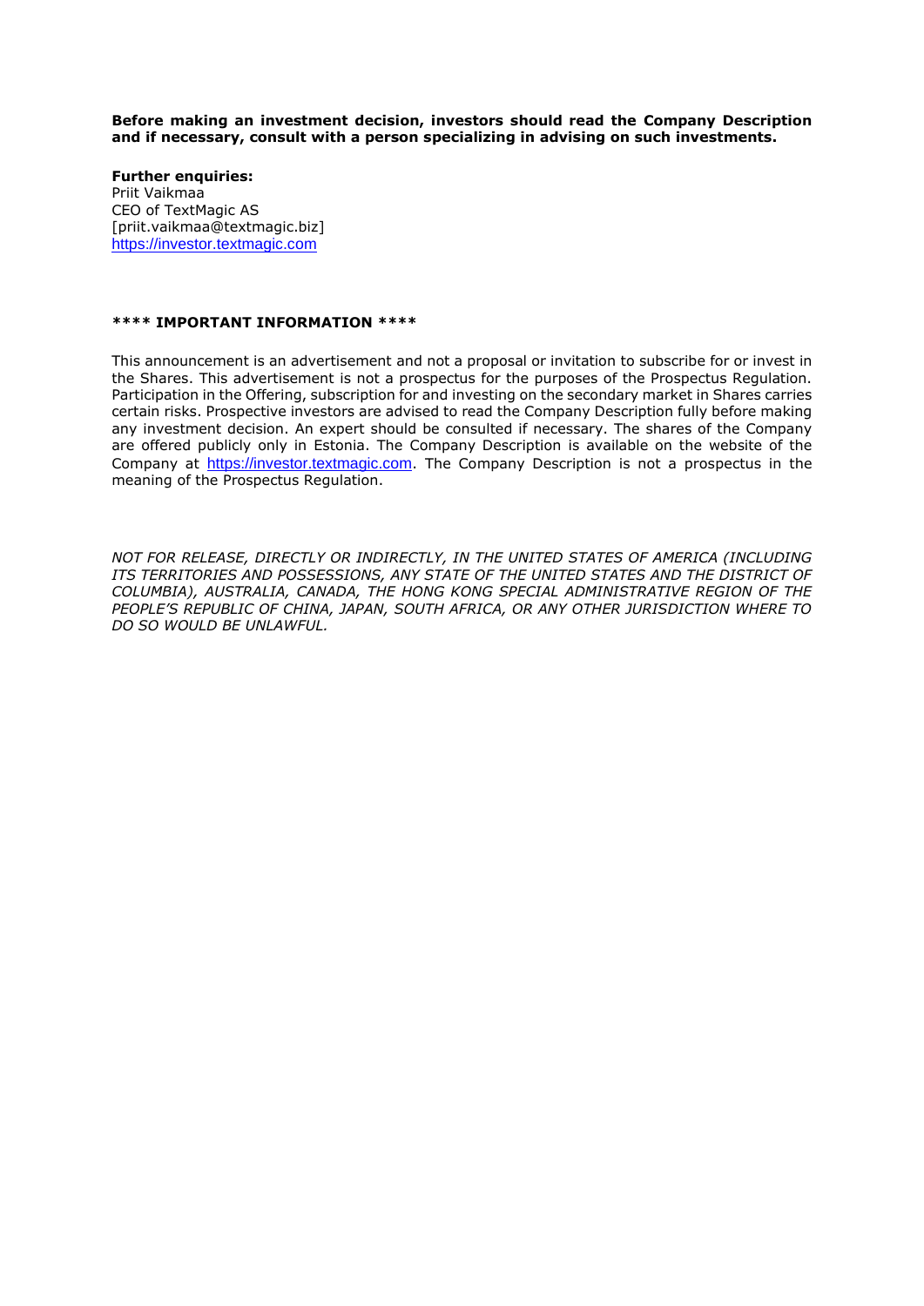**Before making an investment decision, investors should read the Company Description and if necessary, consult with a person specializing in advising on such investments.**

**Further enquiries:**
Priit Vaikmaa
CEO of TextMagic AS
[priit.vaikmaa@textmagic.biz]
https://investor.textmagic.com

**\*\*\*\* IMPORTANT INFORMATION \*\*\*\***

This announcement is an advertisement and not a proposal or invitation to subscribe for or invest in the Shares. This advertisement is not a prospectus for the purposes of the Prospectus Regulation. Participation in the Offering, subscription for and investing on the secondary market in Shares carries certain risks. Prospective investors are advised to read the Company Description fully before making any investment decision. An expert should be consulted if necessary. The shares of the Company are offered publicly only in Estonia. The Company Description is available on the website of the Company at https://investor.textmagic.com. The Company Description is not a prospectus in the meaning of the Prospectus Regulation.

*NOT FOR RELEASE, DIRECTLY OR INDIRECTLY, IN THE UNITED STATES OF AMERICA (INCLUDING ITS TERRITORIES AND POSSESSIONS, ANY STATE OF THE UNITED STATES AND THE DISTRICT OF COLUMBIA), AUSTRALIA, CANADA, THE HONG KONG SPECIAL ADMINISTRATIVE REGION OF THE PEOPLE'S REPUBLIC OF CHINA, JAPAN, SOUTH AFRICA, OR ANY OTHER JURISDICTION WHERE TO DO SO WOULD BE UNLAWFUL.*